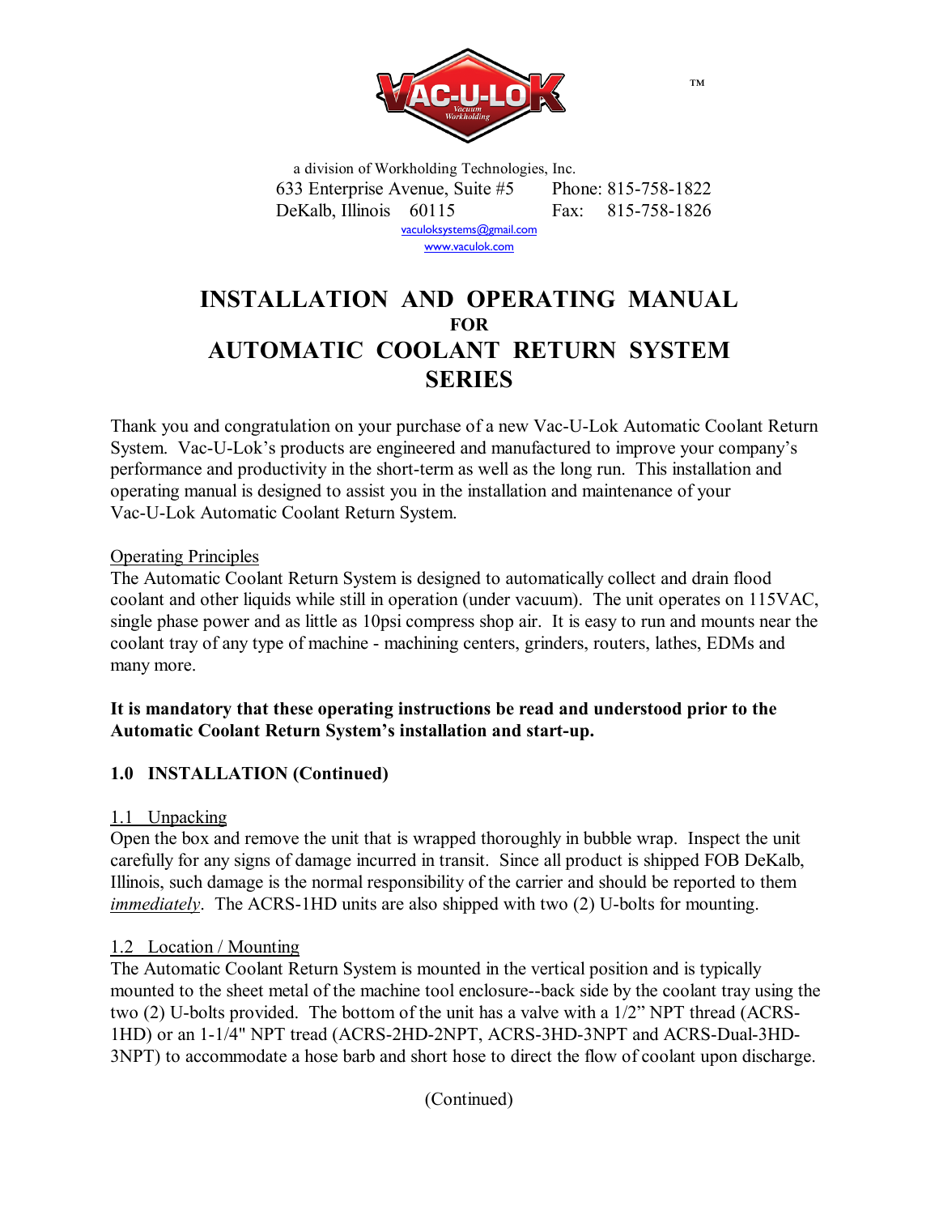™

a division of Workholding Technologies, Inc.
633 Enterprise Avenue, Suite #5 Phone: 815-758-1822
DeKalb, Illinois 60115 Fax: 815-758-1826
vaculoksystems@gmail.com
www.vaculok.com

# INSTALLATION AND OPERATING MANUAL
### FOR
# AUTOMATIC COOLANT RETURN SYSTEM SERIES

Thank you and congratulation on your purchase of a new Vac-U-Lok Automatic Coolant Return System. Vac-U-Lok's products are engineered and manufactured to improve your company's performance and productivity in the short-term as well as the long run. This installation and operating manual is designed to assist you in the installation and maintenance of your Vac-U-Lok Automatic Coolant Return System.

Operating Principles

The Automatic Coolant Return System is designed to automatically collect and drain flood coolant and other liquids while still in operation (under vacuum). The unit operates on 115VAC, single phase power and as little as 10psi compress shop air. It is easy to run and mounts near the coolant tray of any type of machine - machining centers, grinders, routers, lathes, EDMs and many more.

**It is mandatory that these operating instructions be read and understood prior to the Automatic Coolant Return System's installation and start-up.**

## 1.0 INSTALLATION (Continued)

1.1 Unpacking

Open the box and remove the unit that is wrapped thoroughly in bubble wrap. Inspect the unit carefully for any signs of damage incurred in transit. Since all product is shipped FOB DeKalb, Illinois, such damage is the normal responsibility of the carrier and should be reported to them *immediately*. The ACRS-1HD units are also shipped with two (2) U-bolts for mounting.

1.2 Location / Mounting

The Automatic Coolant Return System is mounted in the vertical position and is typically mounted to the sheet metal of the machine tool enclosure--back side by the coolant tray using the two (2) U-bolts provided. The bottom of the unit has a valve with a 1/2" NPT thread (ACRS-1HD) or an 1-1/4" NPT tread (ACRS-2HD-2NPT, ACRS-3HD-3NPT and ACRS-Dual-3HD-3NPT) to accommodate a hose barb and short hose to direct the flow of coolant upon discharge.

(Continued)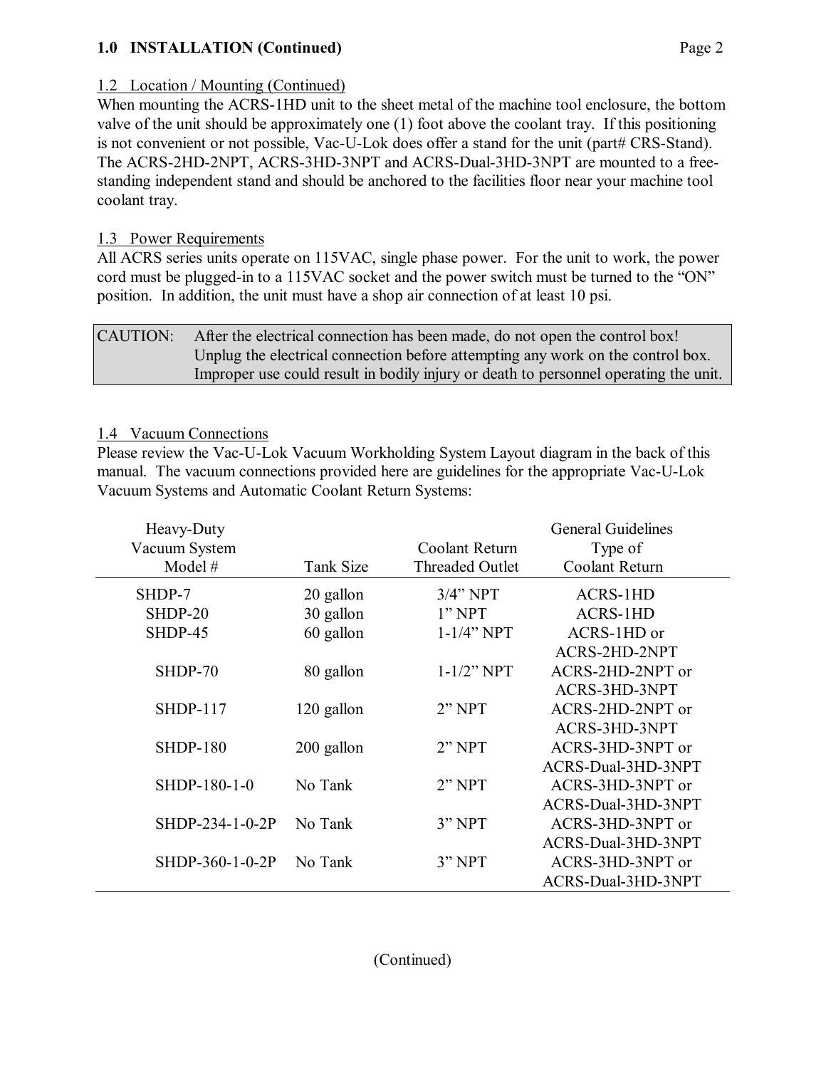## 1.0 INSTALLATION (Continued)

### 1.2 Location / Mounting (Continued)

When mounting the ACRS-1HD unit to the sheet metal of the machine tool enclosure, the bottom valve of the unit should be approximately one (1) foot above the coolant tray. If this positioning is not convenient or not possible, Vac-U-Lok does offer a stand for the unit (part# CRS-Stand). The ACRS-2HD-2NPT, ACRS-3HD-3NPT and ACRS-Dual-3HD-3NPT are mounted to a free-standing independent stand and should be anchored to the facilities floor near your machine tool coolant tray.

### 1.3 Power Requirements

All ACRS series units operate on 115VAC, single phase power. For the unit to work, the power cord must be plugged-in to a 115VAC socket and the power switch must be turned to the "ON" position. In addition, the unit must have a shop air connection of at least 10 psi.

| CAUTION: | After the electrical connection has been made, do not open the control box! Unplug the electrical connection before attempting any work on the control box. Improper use could result in bodily injury or death to personnel operating the unit. |
|---|---|

### 1.4 Vacuum Connections

Please review the Vac-U-Lok Vacuum Workholding System Layout diagram in the back of this manual. The vacuum connections provided here are guidelines for the appropriate Vac-U-Lok Vacuum Systems and Automatic Coolant Return Systems:

| Heavy-Duty Vacuum System Model # | Tank Size | Coolant Return Threaded Outlet | General Guidelines Type of Coolant Return |
|---|---|---|---|
| SHDP-7 | 20 gallon | 3/4" NPT | ACRS-1HD |
| SHDP-20 | 30 gallon | 1" NPT | ACRS-1HD |
| SHDP-45 | 60 gallon | 1-1/4" NPT | ACRS-1HD or ACRS-2HD-2NPT |
| SHDP-70 | 80 gallon | 1-1/2" NPT | ACRS-2HD-2NPT or ACRS-3HD-3NPT |
| SHDP-117 | 120 gallon | 2" NPT | ACRS-2HD-2NPT or ACRS-3HD-3NPT |
| SHDP-180 | 200 gallon | 2" NPT | ACRS-3HD-3NPT or ACRS-Dual-3HD-3NPT |
| SHDP-180-1-0 | No Tank | 2" NPT | ACRS-3HD-3NPT or ACRS-Dual-3HD-3NPT |
| SHDP-234-1-0-2P | No Tank | 3" NPT | ACRS-3HD-3NPT or ACRS-Dual-3HD-3NPT |
| SHDP-360-1-0-2P | No Tank | 3" NPT | ACRS-3HD-3NPT or ACRS-Dual-3HD-3NPT |

(Continued)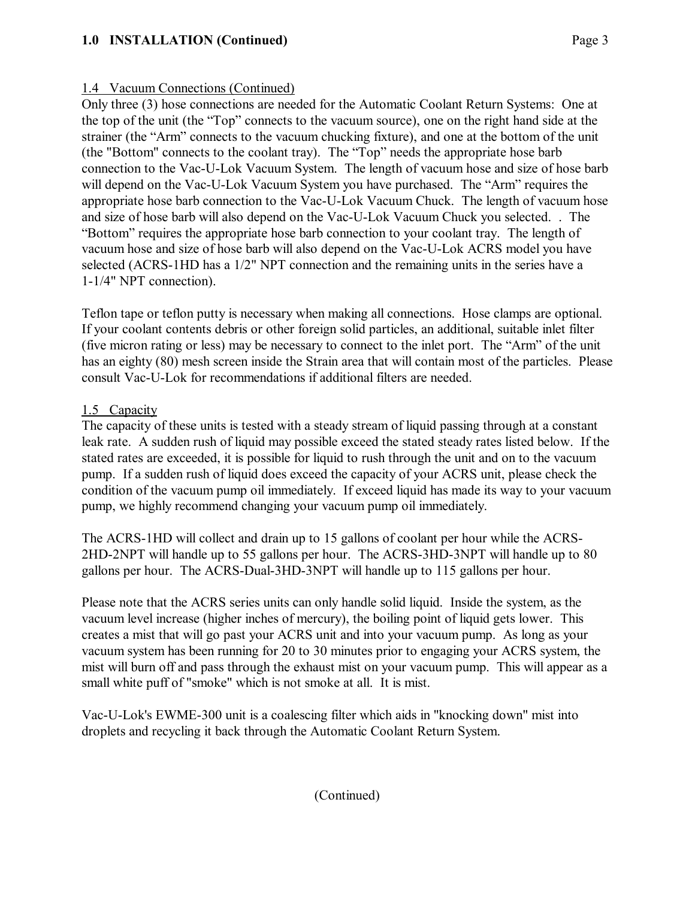## 1.0 INSTALLATION (Continued)

### 1.4 Vacuum Connections (Continued)

Only three (3) hose connections are needed for the Automatic Coolant Return Systems: One at the top of the unit (the "Top" connects to the vacuum source), one on the right hand side at the strainer (the "Arm" connects to the vacuum chucking fixture), and one at the bottom of the unit (the "Bottom" connects to the coolant tray). The "Top" needs the appropriate hose barb connection to the Vac-U-Lok Vacuum System. The length of vacuum hose and size of hose barb will depend on the Vac-U-Lok Vacuum System you have purchased. The "Arm" requires the appropriate hose barb connection to the Vac-U-Lok Vacuum Chuck. The length of vacuum hose and size of hose barb will also depend on the Vac-U-Lok Vacuum Chuck you selected. . The "Bottom" requires the appropriate hose barb connection to your coolant tray. The length of vacuum hose and size of hose barb will also depend on the Vac-U-Lok ACRS model you have selected (ACRS-1HD has a 1/2" NPT connection and the remaining units in the series have a 1-1/4" NPT connection).

Teflon tape or teflon putty is necessary when making all connections. Hose clamps are optional. If your coolant contents debris or other foreign solid particles, an additional, suitable inlet filter (five micron rating or less) may be necessary to connect to the inlet port. The "Arm" of the unit has an eighty (80) mesh screen inside the Strain area that will contain most of the particles. Please consult Vac-U-Lok for recommendations if additional filters are needed.

### 1.5 Capacity

The capacity of these units is tested with a steady stream of liquid passing through at a constant leak rate. A sudden rush of liquid may possible exceed the stated steady rates listed below. If the stated rates are exceeded, it is possible for liquid to rush through the unit and on to the vacuum pump. If a sudden rush of liquid does exceed the capacity of your ACRS unit, please check the condition of the vacuum pump oil immediately. If exceed liquid has made its way to your vacuum pump, we highly recommend changing your vacuum pump oil immediately.

The ACRS-1HD will collect and drain up to 15 gallons of coolant per hour while the ACRS-2HD-2NPT will handle up to 55 gallons per hour. The ACRS-3HD-3NPT will handle up to 80 gallons per hour. The ACRS-Dual-3HD-3NPT will handle up to 115 gallons per hour.

Please note that the ACRS series units can only handle solid liquid. Inside the system, as the vacuum level increase (higher inches of mercury), the boiling point of liquid gets lower. This creates a mist that will go past your ACRS unit and into your vacuum pump. As long as your vacuum system has been running for 20 to 30 minutes prior to engaging your ACRS system, the mist will burn off and pass through the exhaust mist on your vacuum pump. This will appear as a small white puff of "smoke" which is not smoke at all. It is mist.

Vac-U-Lok's EWME-300 unit is a coalescing filter which aids in "knocking down" mist into droplets and recycling it back through the Automatic Coolant Return System.

(Continued)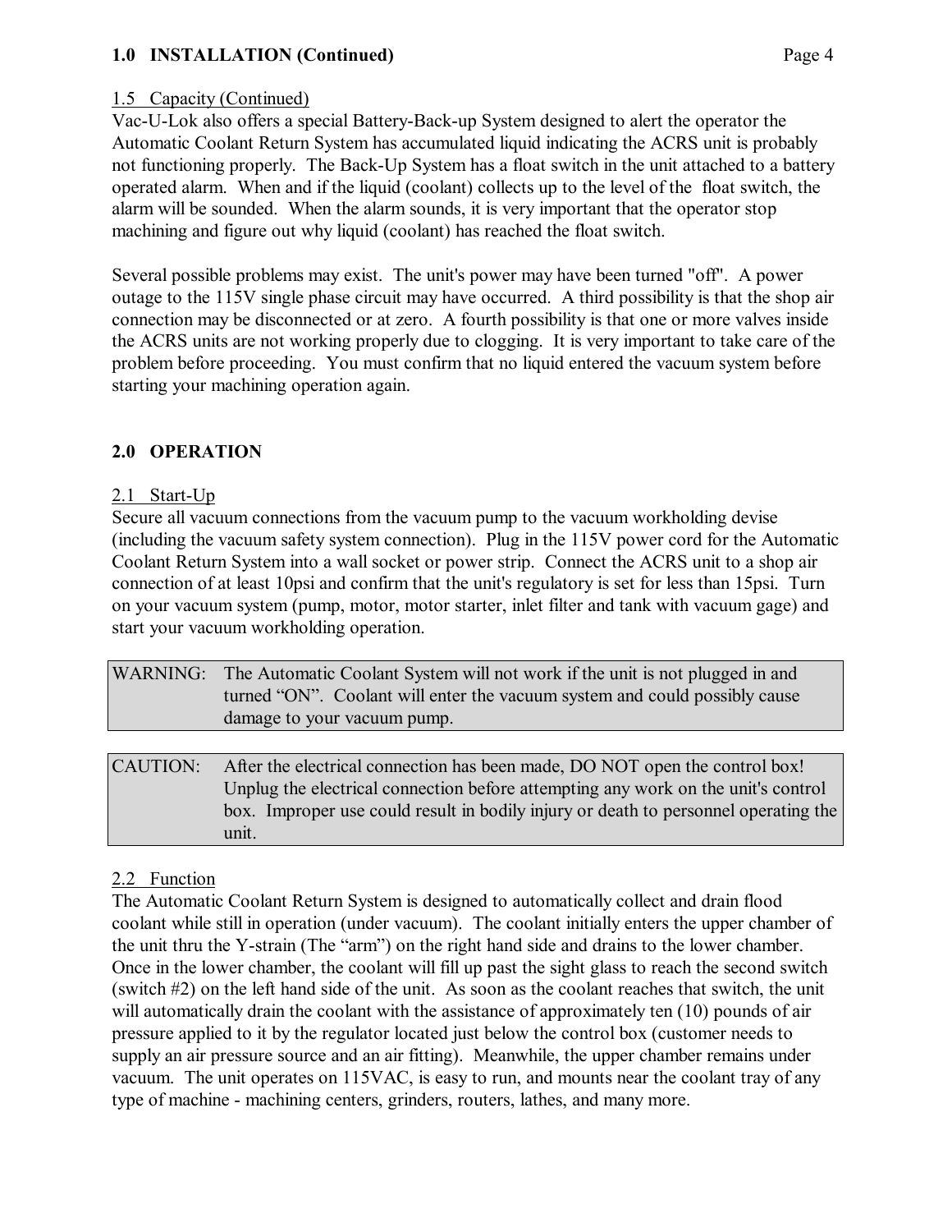## 1.0 INSTALLATION (Continued)

### 1.5 Capacity (Continued)

Vac-U-Lok also offers a special Battery-Back-up System designed to alert the operator the Automatic Coolant Return System has accumulated liquid indicating the ACRS unit is probably not functioning properly. The Back-Up System has a float switch in the unit attached to a battery operated alarm. When and if the liquid (coolant) collects up to the level of the float switch, the alarm will be sounded. When the alarm sounds, it is very important that the operator stop machining and figure out why liquid (coolant) has reached the float switch.

Several possible problems may exist. The unit's power may have been turned "off". A power outage to the 115V single phase circuit may have occurred. A third possibility is that the shop air connection may be disconnected or at zero. A fourth possibility is that one or more valves inside the ACRS units are not working properly due to clogging. It is very important to take care of the problem before proceeding. You must confirm that no liquid entered the vacuum system before starting your machining operation again.

## 2.0 OPERATION

### 2.1 Start-Up

Secure all vacuum connections from the vacuum pump to the vacuum workholding devise (including the vacuum safety system connection). Plug in the 115V power cord for the Automatic Coolant Return System into a wall socket or power strip. Connect the ACRS unit to a shop air connection of at least 10psi and confirm that the unit's regulatory is set for less than 15psi. Turn on your vacuum system (pump, motor, motor starter, inlet filter and tank with vacuum gage) and start your vacuum workholding operation.

| WARNING: | The Automatic Coolant System will not work if the unit is not plugged in and turned “ON”. Coolant will enter the vacuum system and could possibly cause damage to your vacuum pump. |
|---|---|

| CAUTION: | After the electrical connection has been made, DO NOT open the control box! Unplug the electrical connection before attempting any work on the unit's control box. Improper use could result in bodily injury or death to personnel operating the unit. |
|---|---|

### 2.2 Function

The Automatic Coolant Return System is designed to automatically collect and drain flood coolant while still in operation (under vacuum). The coolant initially enters the upper chamber of the unit thru the Y-strain (The “arm”) on the right hand side and drains to the lower chamber. Once in the lower chamber, the coolant will fill up past the sight glass to reach the second switch (switch #2) on the left hand side of the unit. As soon as the coolant reaches that switch, the unit will automatically drain the coolant with the assistance of approximately ten (10) pounds of air pressure applied to it by the regulator located just below the control box (customer needs to supply an air pressure source and an air fitting). Meanwhile, the upper chamber remains under vacuum. The unit operates on 115VAC, is easy to run, and mounts near the coolant tray of any type of machine - machining centers, grinders, routers, lathes, and many more.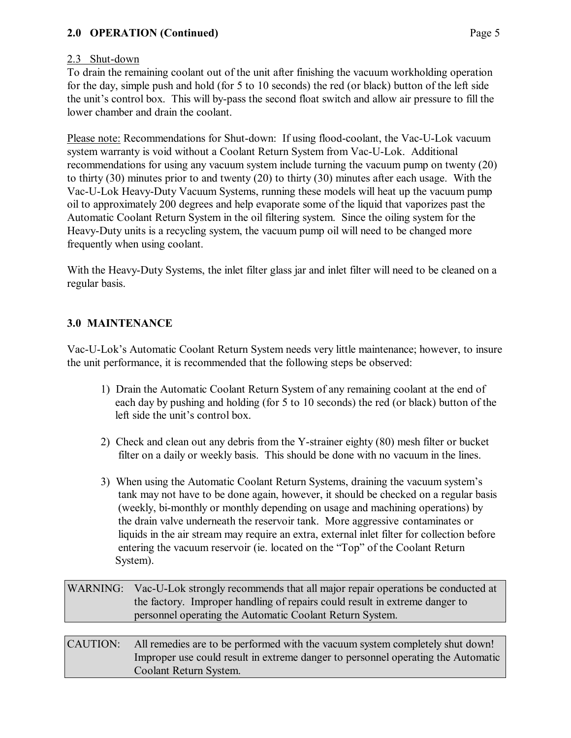## 2.0 OPERATION (Continued)

2.3 Shut-down

To drain the remaining coolant out of the unit after finishing the vacuum workholding operation for the day, simple push and hold (for 5 to 10 seconds) the red (or black) button of the left side the unit's control box. This will by-pass the second float switch and allow air pressure to fill the lower chamber and drain the coolant.

Please note: Recommendations for Shut-down: If using flood-coolant, the Vac-U-Lok vacuum system warranty is void without a Coolant Return System from Vac-U-Lok. Additional recommendations for using any vacuum system include turning the vacuum pump on twenty (20) to thirty (30) minutes prior to and twenty (20) to thirty (30) minutes after each usage. With the Vac-U-Lok Heavy-Duty Vacuum Systems, running these models will heat up the vacuum pump oil to approximately 200 degrees and help evaporate some of the liquid that vaporizes past the Automatic Coolant Return System in the oil filtering system. Since the oiling system for the Heavy-Duty units is a recycling system, the vacuum pump oil will need to be changed more frequently when using coolant.

With the Heavy-Duty Systems, the inlet filter glass jar and inlet filter will need to be cleaned on a regular basis.

## 3.0 MAINTENANCE

Vac-U-Lok's Automatic Coolant Return System needs very little maintenance; however, to insure the unit performance, it is recommended that the following steps be observed:

1) Drain the Automatic Coolant Return System of any remaining coolant at the end of each day by pushing and holding (for 5 to 10 seconds) the red (or black) button of the left side the unit's control box.
2) Check and clean out any debris from the Y-strainer eighty (80) mesh filter or bucket filter on a daily or weekly basis. This should be done with no vacuum in the lines.
3) When using the Automatic Coolant Return Systems, draining the vacuum system's tank may not have to be done again, however, it should be checked on a regular basis (weekly, bi-monthly or monthly depending on usage and machining operations) by the drain valve underneath the reservoir tank. More aggressive contaminates or liquids in the air stream may require an extra, external inlet filter for collection before entering the vacuum reservoir (ie. located on the "Top" of the Coolant Return System).

| WARNING: | Vac-U-Lok strongly recommends that all major repair operations be conducted at the factory. Improper handling of repairs could result in extreme danger to personnel operating the Automatic Coolant Return System. |
|---|---|

| CAUTION: | All remedies are to be performed with the vacuum system completely shut down! Improper use could result in extreme danger to personnel operating the Automatic Coolant Return System. |
|---|---|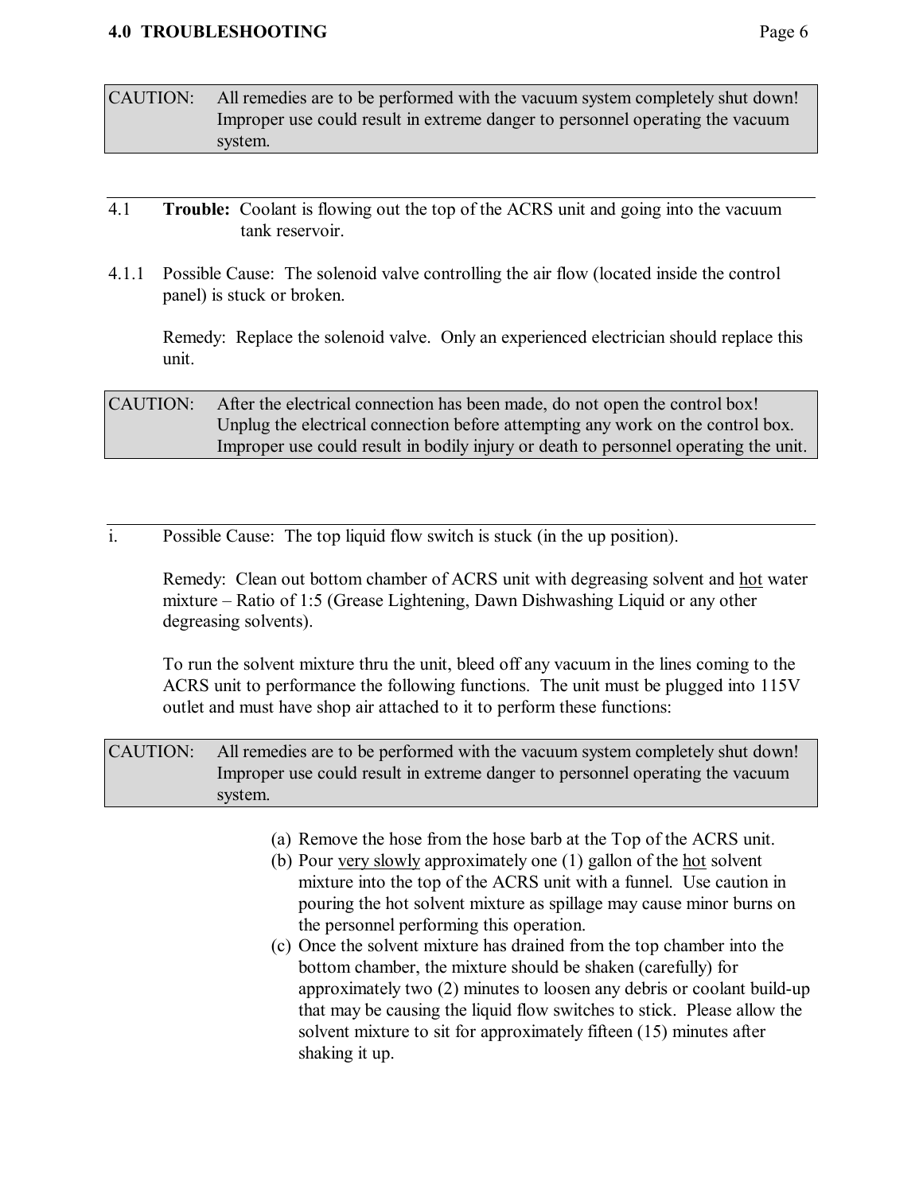## 4.0 TROUBLESHOOTING

> CAUTION: All remedies are to be performed with the vacuum system completely shut down! Improper use could result in extreme danger to personnel operating the vacuum system.

---

4.1 **Trouble:** Coolant is flowing out the top of the ACRS unit and going into the vacuum tank reservoir.

4.1.1 Possible Cause: The solenoid valve controlling the air flow (located inside the control panel) is stuck or broken.

Remedy: Replace the solenoid valve. Only an experienced electrician should replace this unit.

> CAUTION: After the electrical connection has been made, do not open the control box! Unplug the electrical connection before attempting any work on the control box. Improper use could result in bodily injury or death to personnel operating the unit.

---

i. Possible Cause: The top liquid flow switch is stuck (in the up position).

Remedy: Clean out bottom chamber of ACRS unit with degreasing solvent and <u>hot</u> water mixture – Ratio of 1:5 (Grease Lightening, Dawn Dishwashing Liquid or any other degreasing solvents).

To run the solvent mixture thru the unit, bleed off any vacuum in the lines coming to the ACRS unit to performance the following functions. The unit must be plugged into 115V outlet and must have shop air attached to it to perform these functions:

> CAUTION: All remedies are to be performed with the vacuum system completely shut down! Improper use could result in extreme danger to personnel operating the vacuum system.

(a) Remove the hose from the hose barb at the Top of the ACRS unit.
(b) Pour <u>very slowly</u> approximately one (1) gallon of the <u>hot</u> solvent mixture into the top of the ACRS unit with a funnel. Use caution in pouring the hot solvent mixture as spillage may cause minor burns on the personnel performing this operation.
(c) Once the solvent mixture has drained from the top chamber into the bottom chamber, the mixture should be shaken (carefully) for approximately two (2) minutes to loosen any debris or coolant build-up that may be causing the liquid flow switches to stick. Please allow the solvent mixture to sit for approximately fifteen (15) minutes after shaking it up.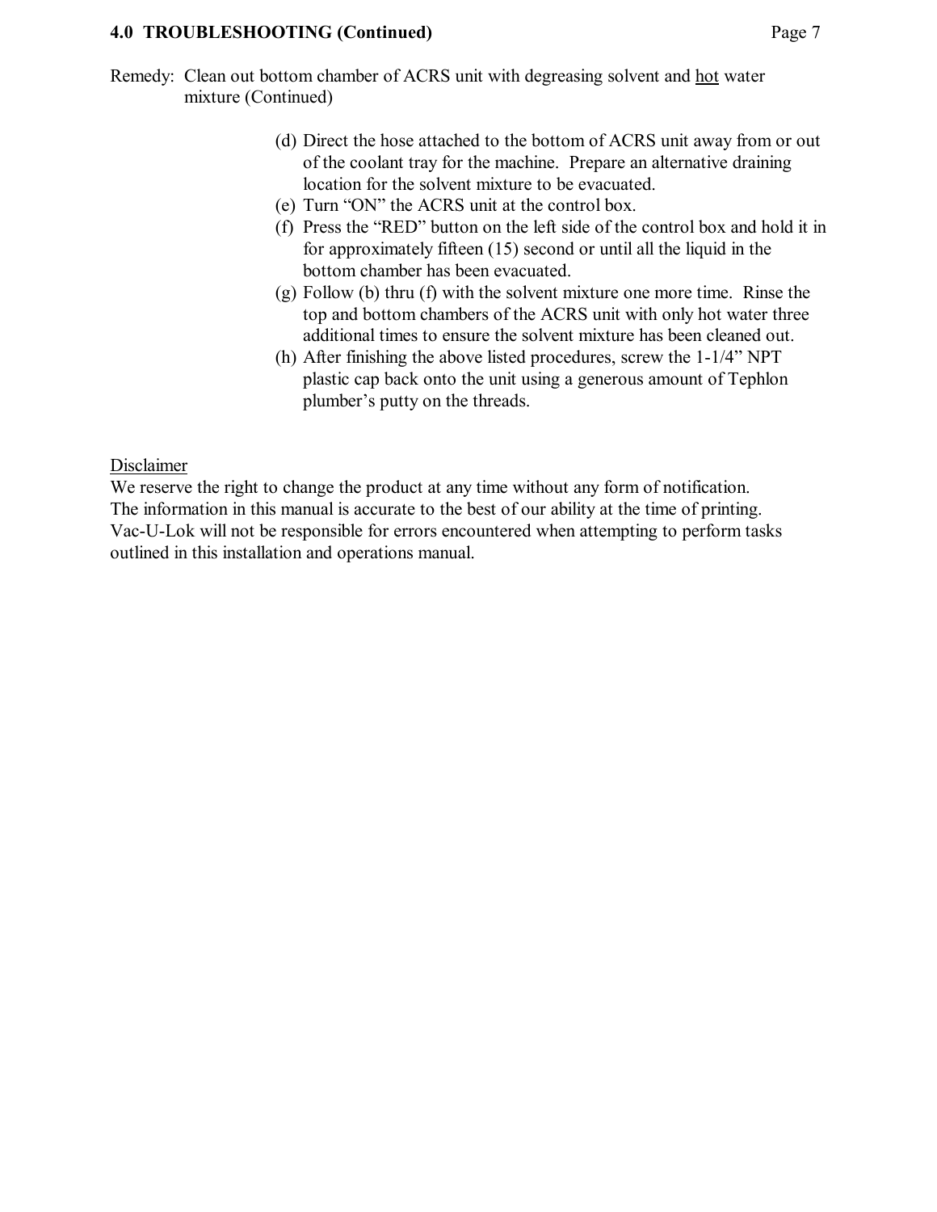Remedy: Clean out bottom chamber of ACRS unit with degreasing solvent and <u>hot</u> water mixture (Continued)

(d) Direct the hose attached to the bottom of ACRS unit away from or out of the coolant tray for the machine. Prepare an alternative draining location for the solvent mixture to be evacuated.
(e) Turn "ON" the ACRS unit at the control box.
(f) Press the "RED" button on the left side of the control box and hold it in for approximately fifteen (15) second or until all the liquid in the bottom chamber has been evacuated.
(g) Follow (b) thru (f) with the solvent mixture one more time. Rinse the top and bottom chambers of the ACRS unit with only hot water three additional times to ensure the solvent mixture has been cleaned out.
(h) After finishing the above listed procedures, screw the 1-1/4" NPT plastic cap back onto the unit using a generous amount of Tephlon plumber's putty on the threads.

<u>Disclaimer</u>

We reserve the right to change the product at any time without any form of notification. The information in this manual is accurate to the best of our ability at the time of printing. Vac-U-Lok will not be responsible for errors encountered when attempting to perform tasks outlined in this installation and operations manual.